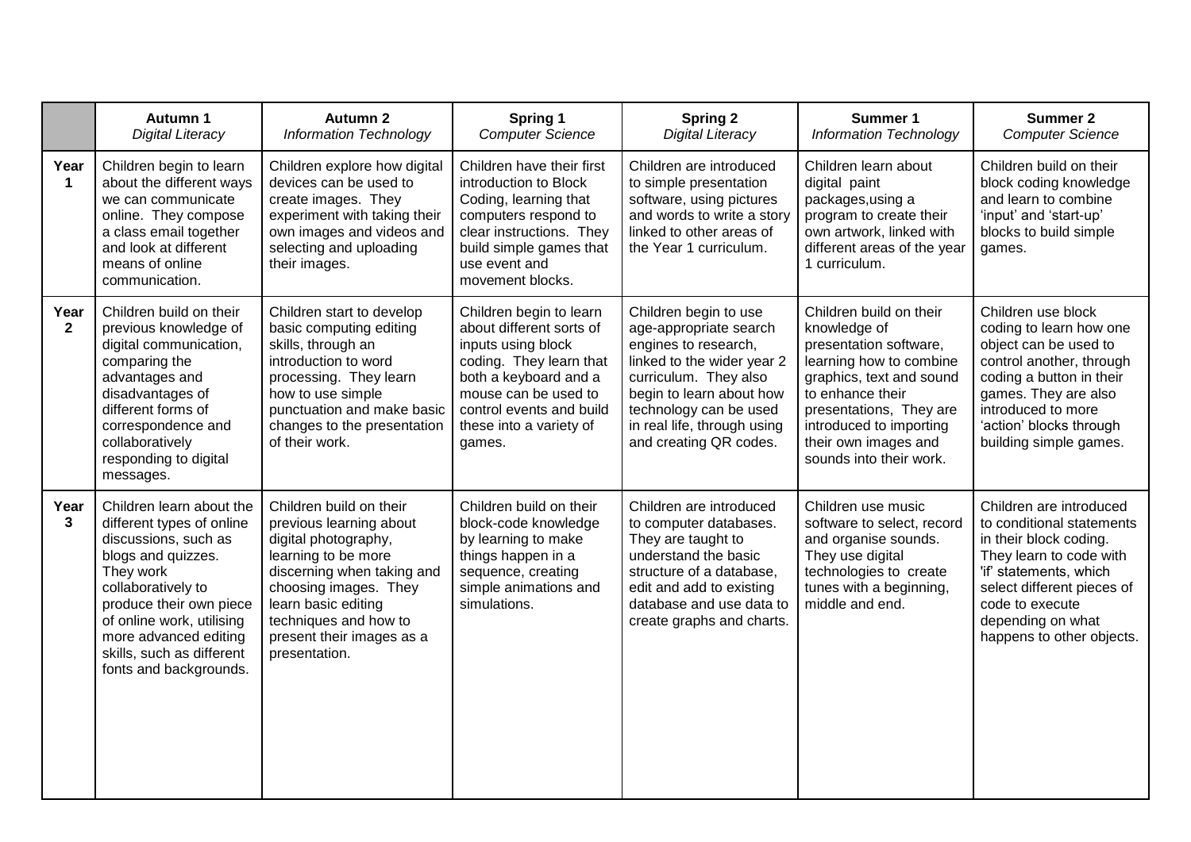| | **Autumn 1** *Digital Literacy* | **Autumn 2** *Information Technology* | **Spring 1** *Computer Science* | **Spring 2** *Digital Literacy* | **Summer 1** *Information Technology* | **Summer 2** *Computer Science* |
|---|---|---|---|---|---|---|
| **Year 1** | Children begin to learn about the different ways we can communicate online. They compose a class email together and look at different means of online communication. | Children explore how digital devices can be used to create images. They experiment with taking their own images and videos and selecting and uploading their images. | Children have their first introduction to Block Coding, learning that computers respond to clear instructions. They build simple games that use event and movement blocks. | Children are introduced to simple presentation software, using pictures and words to write a story linked to other areas of the Year 1 curriculum. | Children learn about digital paint packages,using a program to create their own artwork, linked with different areas of the year 1 curriculum. | Children build on their block coding knowledge and learn to combine 'input' and 'start-up' blocks to build simple games. |
| **Year 2** | Children build on their previous knowledge of digital communication, comparing the advantages and disadvantages of different forms of correspondence and collaboratively responding to digital messages. | Children start to develop basic computing editing skills, through an introduction to word processing. They learn how to use simple punctuation and make basic changes to the presentation of their work. | Children begin to learn about different sorts of inputs using block coding. They learn that both a keyboard and a mouse can be used to control events and build these into a variety of games. | Children begin to use age-appropriate search engines to research, linked to the wider year 2 curriculum. They also begin to learn about how technology can be used in real life, through using and creating QR codes. | Children build on their knowledge of presentation software, learning how to combine graphics, text and sound to enhance their presentations, They are introduced to importing their own images and sounds into their work. | Children use block coding to learn how one object can be used to control another, through coding a button in their games. They are also introduced to more 'action' blocks through building simple games. |
| **Year 3** | Children learn about the different types of online discussions, such as blogs and quizzes. They work collaboratively to produce their own piece of online work, utilising more advanced editing skills, such as different fonts and backgrounds. | Children build on their previous learning about digital photography, learning to be more discerning when taking and choosing images. They learn basic editing techniques and how to present their images as a presentation. | Children build on their block-code knowledge by learning to make things happen in a sequence, creating simple animations and simulations. | Children are introduced to computer databases. They are taught to understand the basic structure of a database, edit and add to existing database and use data to create graphs and charts. | Children use music software to select, record and organise sounds. They use digital technologies to create tunes with a beginning, middle and end. | Children are introduced to conditional statements in their block coding. They learn to code with 'if' statements, which select different pieces of code to execute depending on what happens to other objects. |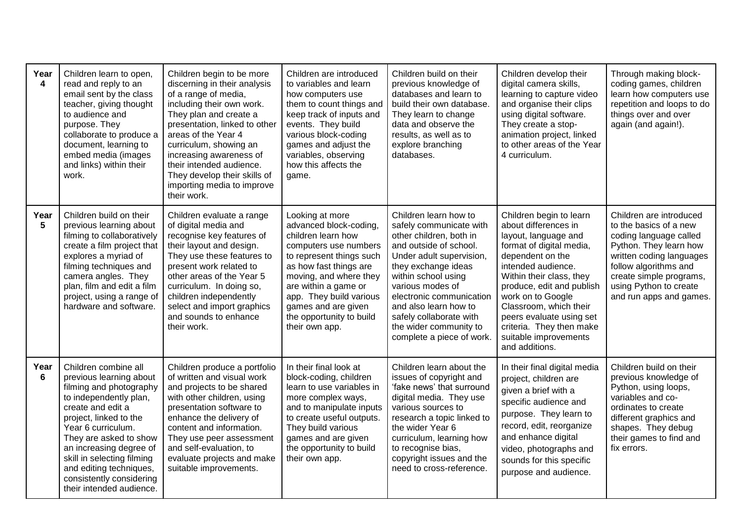| | | | | | | |
|---|---|---|---|---|---|---|
| **Year 4** | Children learn to open, read and reply to an email sent by the class teacher, giving thought to audience and purpose. They collaborate to produce a document, learning to embed media (images and links) within their work. | Children begin to be more discerning in their analysis of a range of media, including their own work. They plan and create a presentation, linked to other areas of the Year 4 curriculum, showing an increasing awareness of their intended audience. They develop their skills of importing media to improve their work. | Children are introduced to variables and learn how computers use them to count things and keep track of inputs and events. They build various block-coding games and adjust the variables, observing how this affects the game. | Children build on their previous knowledge of databases and learn to build their own database. They learn to change data and observe the results, as well as to explore branching databases. | Children develop their digital camera skills, learning to capture video and organise their clips using digital software. They create a stop-animation project, linked to other areas of the Year 4 curriculum. | Through making block-coding games, children learn how computers use repetition and loops to do things over and over again (and again!). |
| **Year 5** | Children build on their previous learning about filming to collaboratively create a film project that explores a myriad of filming techniques and camera angles. They plan, film and edit a film project, using a range of hardware and software. | Children evaluate a range of digital media and recognise key features of their layout and design. They use these features to present work related to other areas of the Year 5 curriculum. In doing so, children independently select and import graphics and sounds to enhance their work. | Looking at more advanced block-coding, children learn how computers use numbers to represent things such as how fast things are moving, and where they are within a game or app. They build various games and are given the opportunity to build their own app. | Children learn how to safely communicate with other children, both in and outside of school. Under adult supervision, they exchange ideas within school using various modes of electronic communication and also learn how to safely collaborate with the wider community to complete a piece of work. | Children begin to learn about differences in layout, language and format of digital media, dependent on the intended audience. Within their class, they produce, edit and publish work on to Google Classroom, which their peers evaluate using set criteria. They then make suitable improvements and additions. | Children are introduced to the basics of a new coding language called Python. They learn how written coding languages follow algorithms and create simple programs, using Python to create and run apps and games. |
| **Year 6** | Children combine all previous learning about filming and photography to independently plan, create and edit a project, linked to the Year 6 curriculum. They are asked to show an increasing degree of skill in selecting filming and editing techniques, consistently considering their intended audience. | Children produce a portfolio of written and visual work and projects to be shared with other children, using presentation software to enhance the delivery of content and information. They use peer assessment and self-evaluation, to evaluate projects and make suitable improvements. | In their final look at block-coding, children learn to use variables in more complex ways, and to manipulate inputs to create useful outputs. They build various games and are given the opportunity to build their own app. | Children learn about the issues of copyright and 'fake news' that surround digital media. They use various sources to research a topic linked to the wider Year 6 curriculum, learning how to recognise bias, copyright issues and the need to cross-reference. | In their final digital media project, children are given a brief with a specific audience and purpose. They learn to record, edit, reorganize and enhance digital video, photographs and sounds for this specific purpose and audience. | Children build on their previous knowledge of Python, using loops, variables and co-ordinates to create different graphics and shapes. They debug their games to find and fix errors. |